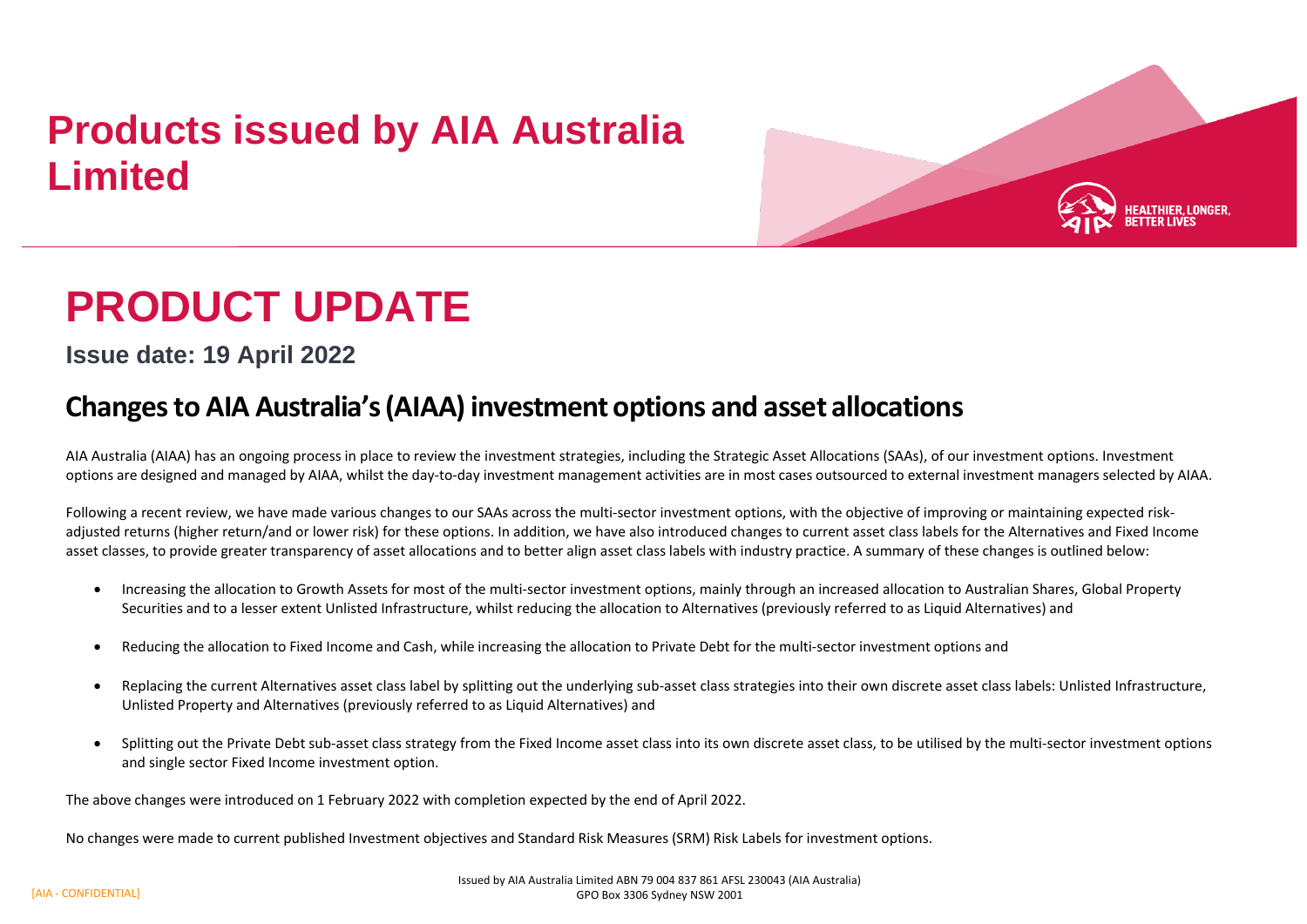# Products issued by AIA Australia Limited

# PRODUCT UPDATE

**Issue date: 19 April 2022**

## Changes to AIA Australia's (AIAA) investment options and asset allocations

AIA Australia (AIAA) has an ongoing process in place to review the investment strategies, including the Strategic Asset Allocations (SAAs), of our investment options. Investment options are designed and managed by AIAA, whilst the day-to-day investment management activities are in most cases outsourced to external investment managers selected by AIAA.

Following a recent review, we have made various changes to our SAAs across the multi-sector investment options, with the objective of improving or maintaining expected risk-adjusted returns (higher return/and or lower risk) for these options. In addition, we have also introduced changes to current asset class labels for the Alternatives and Fixed Income asset classes, to provide greater transparency of asset allocations and to better align asset class labels with industry practice. A summary of these changes is outlined below:

- Increasing the allocation to Growth Assets for most of the multi-sector investment options, mainly through an increased allocation to Australian Shares, Global Property Securities and to a lesser extent Unlisted Infrastructure, whilst reducing the allocation to Alternatives (previously referred to as Liquid Alternatives) and
- Reducing the allocation to Fixed Income and Cash, while increasing the allocation to Private Debt for the multi-sector investment options and
- Replacing the current Alternatives asset class label by splitting out the underlying sub-asset class strategies into their own discrete asset class labels: Unlisted Infrastructure, Unlisted Property and Alternatives (previously referred to as Liquid Alternatives) and
- Splitting out the Private Debt sub-asset class strategy from the Fixed Income asset class into its own discrete asset class, to be utilised by the multi-sector investment options and single sector Fixed Income investment option.

The above changes were introduced on 1 February 2022 with completion expected by the end of April 2022.

No changes were made to current published Investment objectives and Standard Risk Measures (SRM) Risk Labels for investment options.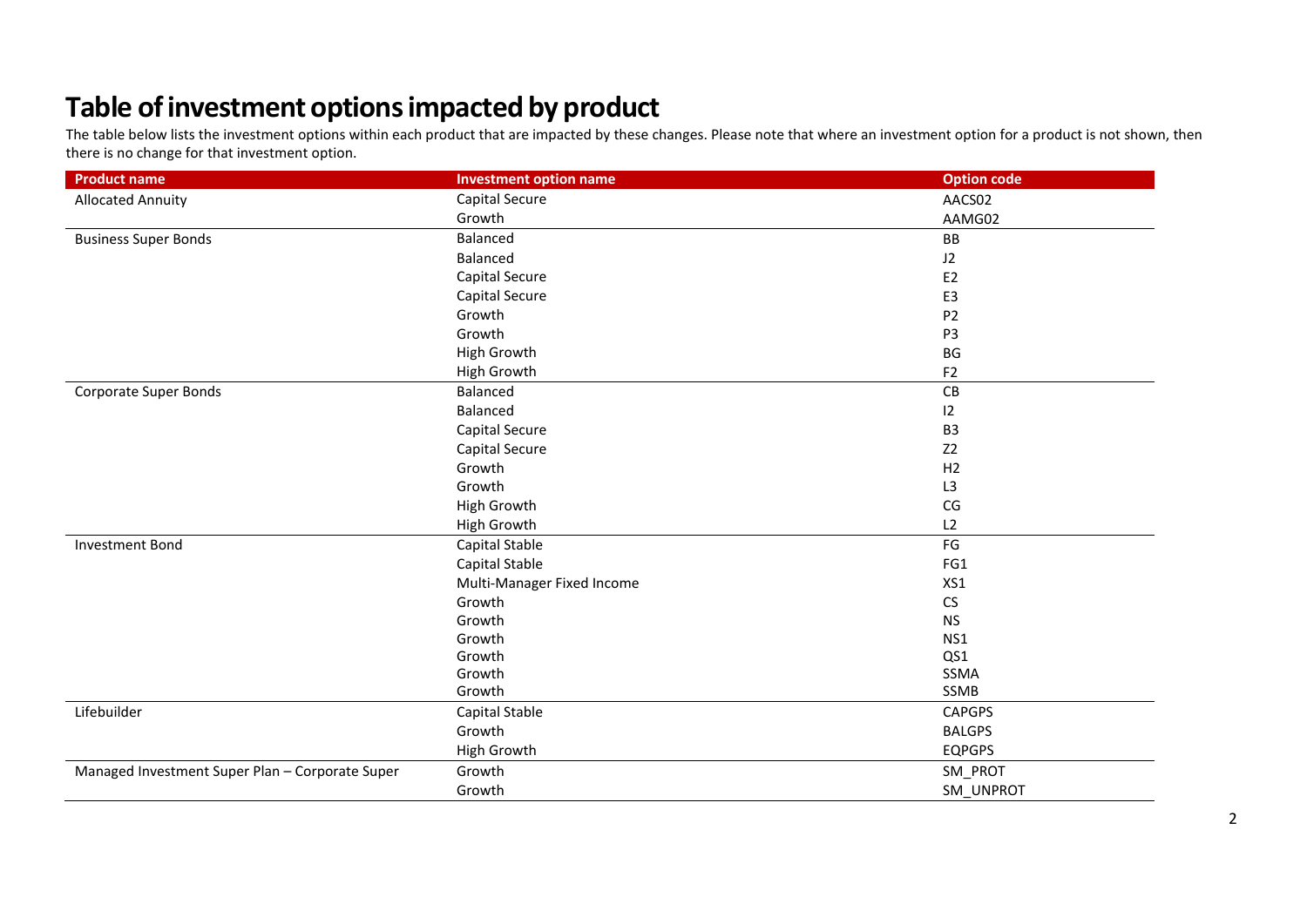# Table of investment options impacted by product

The table below lists the investment options within each product that are impacted by these changes. Please note that where an investment option for a product is not shown, then there is no change for that investment option.

| Product name | Investment option name | Option code |
|---|---|---|
| Allocated Annuity | Capital Secure | AACS02 |
| | Growth | AAMG02 |
| Business Super Bonds | Balanced | BB |
| | Balanced | J2 |
| | Capital Secure | E2 |
| | Capital Secure | E3 |
| | Growth | P2 |
| | Growth | P3 |
| | High Growth | BG |
| | High Growth | F2 |
| Corporate Super Bonds | Balanced | CB |
| | Balanced | I2 |
| | Capital Secure | B3 |
| | Capital Secure | Z2 |
| | Growth | H2 |
| | Growth | L3 |
| | High Growth | CG |
| | High Growth | L2 |
| Investment Bond | Capital Stable | FG |
| | Capital Stable | FG1 |
| | Multi-Manager Fixed Income | XS1 |
| | Growth | CS |
| | Growth | NS |
| | Growth | NS1 |
| | Growth | QS1 |
| | Growth | SSMA |
| | Growth | SSMB |
| Lifebuilder | Capital Stable | CAPGPS |
| | Growth | BALGPS |
| | High Growth | EQPGPS |
| Managed Investment Super Plan – Corporate Super | Growth | SM_PROT |
| | Growth | SM_UNPROT |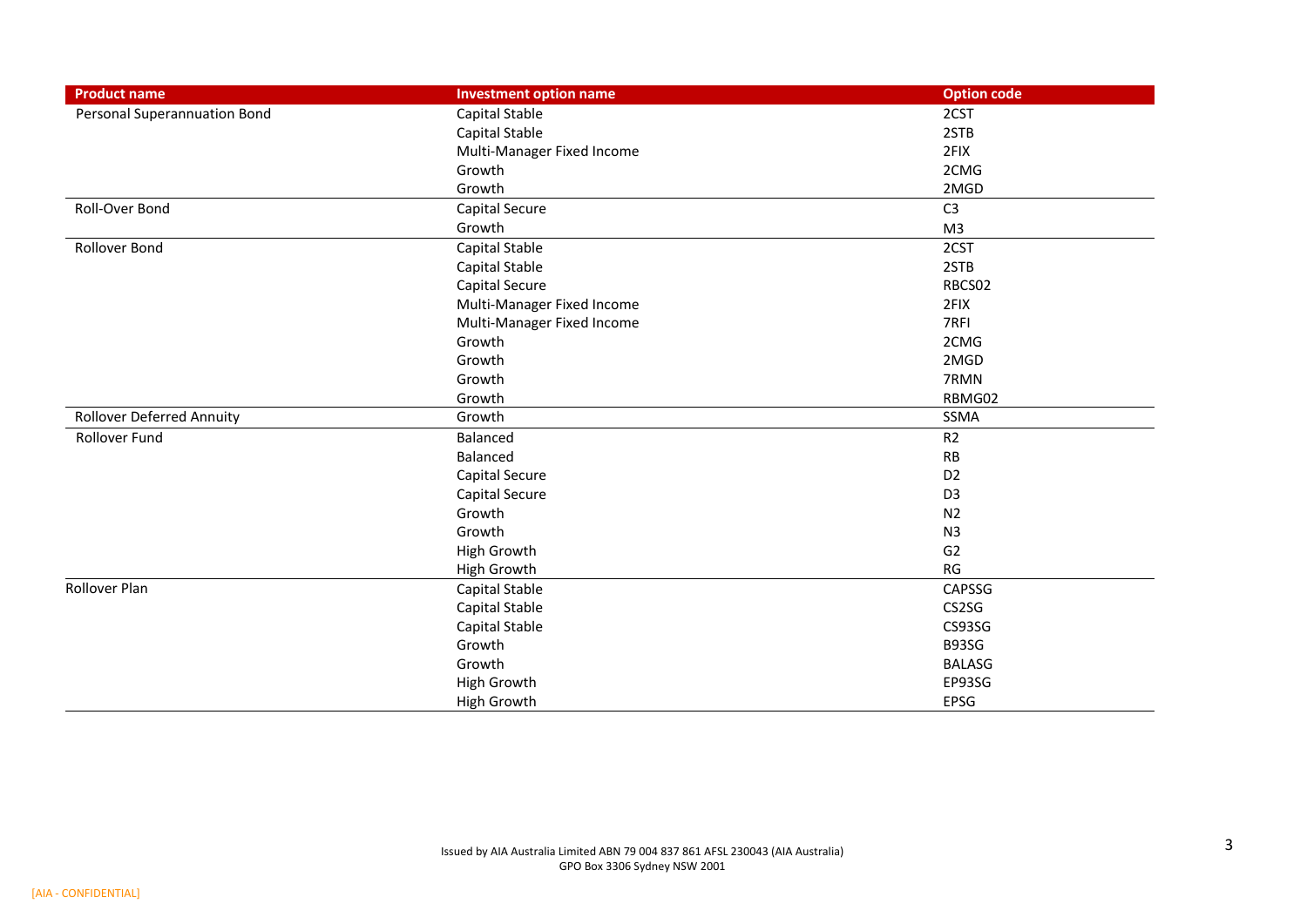| Product name | Investment option name | Option code |
| --- | --- | --- |
| Personal Superannuation Bond | Capital Stable | 2CST |
| | Capital Stable | 2STB |
| | Multi-Manager Fixed Income | 2FIX |
| | Growth | 2CMG |
| | Growth | 2MGD |
| Roll-Over Bond | Capital Secure | C3 |
| | Growth | M3 |
| Rollover Bond | Capital Stable | 2CST |
| | Capital Stable | 2STB |
| | Capital Secure | RBCS02 |
| | Multi-Manager Fixed Income | 2FIX |
| | Multi-Manager Fixed Income | 7RFI |
| | Growth | 2CMG |
| | Growth | 2MGD |
| | Growth | 7RMN |
| | Growth | RBMG02 |
| Rollover Deferred Annuity | Growth | SSMA |
| Rollover Fund | Balanced | R2 |
| | Balanced | RB |
| | Capital Secure | D2 |
| | Capital Secure | D3 |
| | Growth | N2 |
| | Growth | N3 |
| | High Growth | G2 |
| | High Growth | RG |
| Rollover Plan | Capital Stable | CAPSSG |
| | Capital Stable | CS2SG |
| | Capital Stable | CS93SG |
| | Growth | B93SG |
| | Growth | BALASG |
| | High Growth | EP93SG |
| | High Growth | EPSG |

Issued by AIA Australia Limited ABN 79 004 837 861 AFSL 230043 (AIA Australia)
GPO Box 3306 Sydney NSW 2001

[AIA - CONFIDENTIAL]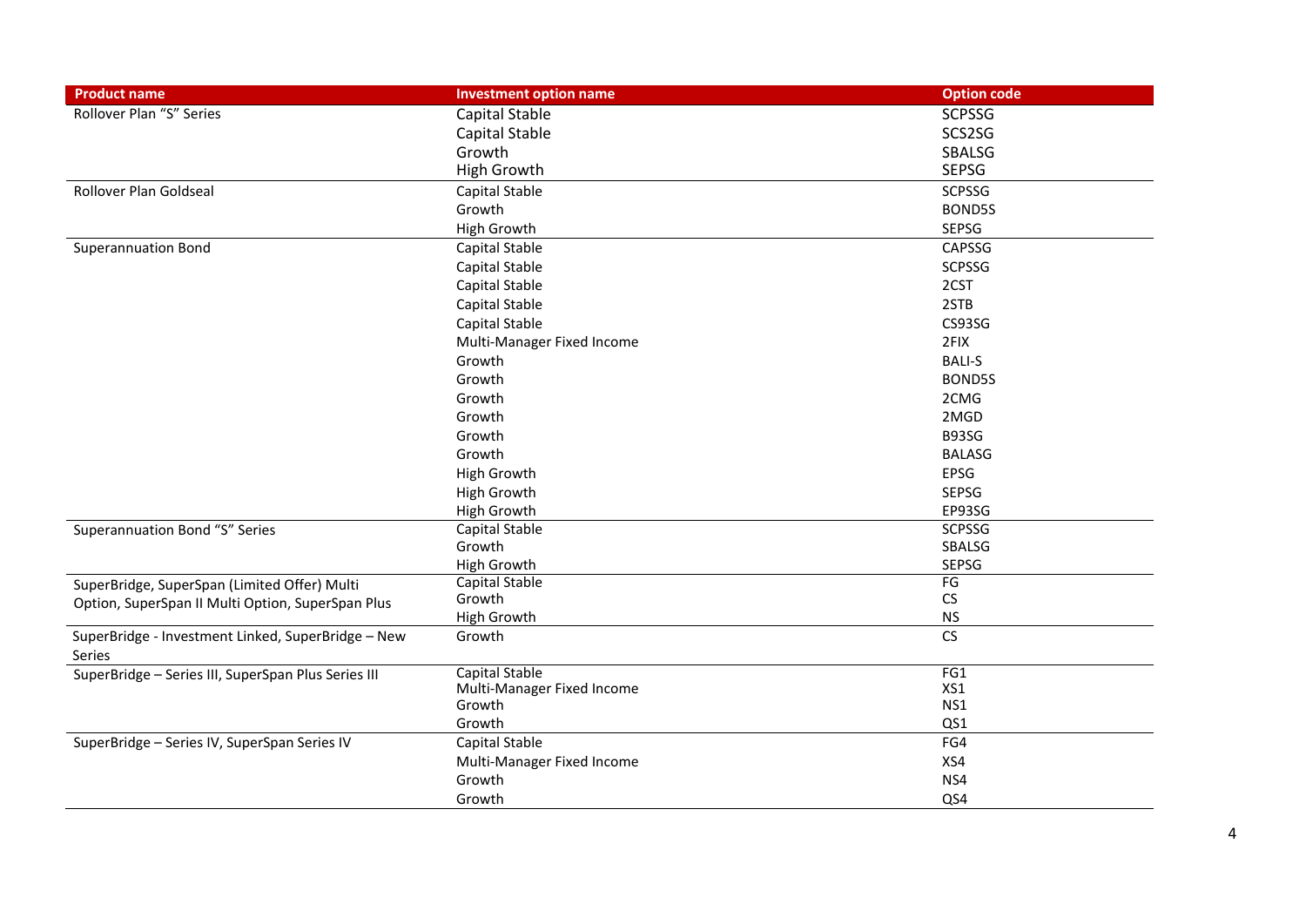| Product name | Investment option name | Option code |
|---|---|---|
| Rollover Plan "S" Series | Capital Stable | SCPSSG |
| | Capital Stable | SCS2SG |
| | Growth | SBALSG |
| | High Growth | SEPSG |
| Rollover Plan Goldseal | Capital Stable | SCPSSG |
| | Growth | BOND5S |
| | High Growth | SEPSG |
| Superannuation Bond | Capital Stable | CAPSSG |
| | Capital Stable | SCPSSG |
| | Capital Stable | 2CST |
| | Capital Stable | 2STB |
| | Capital Stable | CS93SG |
| | Multi-Manager Fixed Income | 2FIX |
| | Growth | BALI-S |
| | Growth | BOND5S |
| | Growth | 2CMG |
| | Growth | 2MGD |
| | Growth | B93SG |
| | Growth | BALASG |
| | High Growth | EPSG |
| | High Growth | SEPSG |
| | High Growth | EP93SG |
| Superannuation Bond "S" Series | Capital Stable | SCPSSG |
| | Growth | SBALSG |
| | High Growth | SEPSG |
| SuperBridge, SuperSpan (Limited Offer) Multi Option, SuperSpan II Multi Option, SuperSpan Plus | Capital Stable | FG |
| | Growth | CS |
| | High Growth | NS |
| SuperBridge - Investment Linked, SuperBridge – New Series | Growth | CS |
| SuperBridge – Series III, SuperSpan Plus Series III | Capital Stable | FG1 |
| | Multi-Manager Fixed Income | XS1 |
| | Growth | NS1 |
| | Growth | QS1 |
| SuperBridge – Series IV, SuperSpan Series IV | Capital Stable | FG4 |
| | Multi-Manager Fixed Income | XS4 |
| | Growth | NS4 |
| | Growth | QS4 |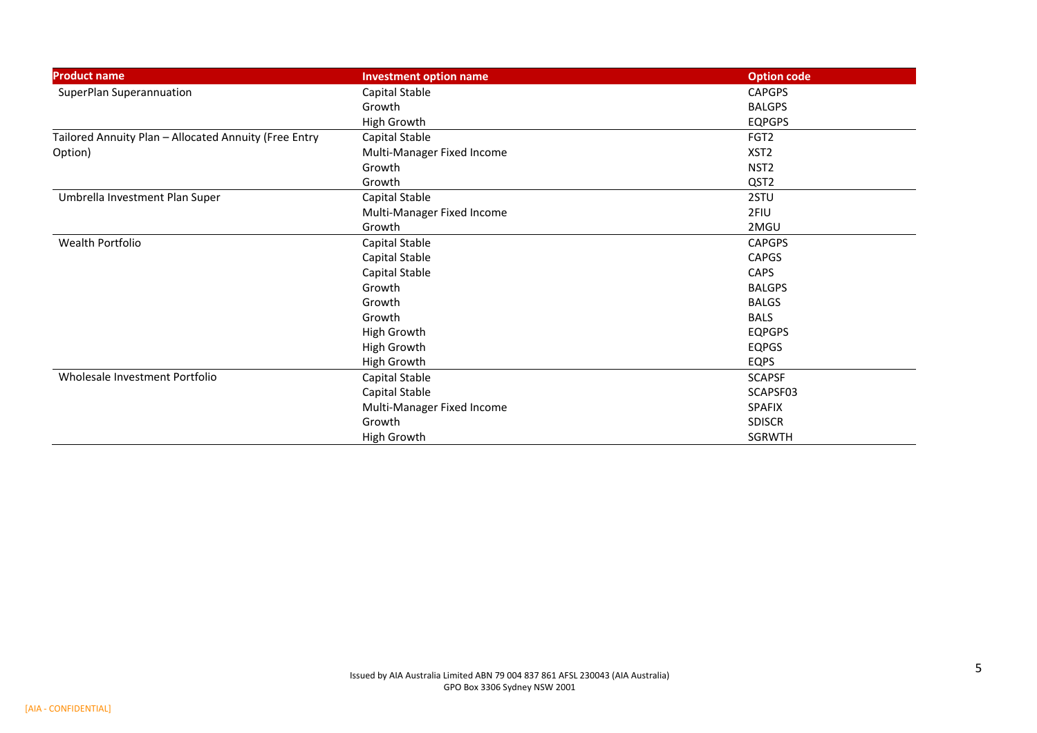| Product name | Investment option name | Option code |
| --- | --- | --- |
| SuperPlan Superannuation | Capital Stable | CAPGPS |
| | Growth | BALGPS |
| | High Growth | EQPGPS |
| Tailored Annuity Plan – Allocated Annuity (Free Entry Option) | Capital Stable | FGT2 |
| | Multi-Manager Fixed Income | XST2 |
| | Growth | NST2 |
| | Growth | QST2 |
| Umbrella Investment Plan Super | Capital Stable | 2STU |
| | Multi-Manager Fixed Income | 2FIU |
| | Growth | 2MGU |
| Wealth Portfolio | Capital Stable | CAPGPS |
| | Capital Stable | CAPGS |
| | Capital Stable | CAPS |
| | Growth | BALGPS |
| | Growth | BALGS |
| | Growth | BALS |
| | High Growth | EQPGPS |
| | High Growth | EQPGS |
| | High Growth | EQPS |
| Wholesale Investment Portfolio | Capital Stable | SCAPSF |
| | Capital Stable | SCAPSF03 |
| | Multi-Manager Fixed Income | SPAFIX |
| | Growth | SDISCR |
| | High Growth | SGRWTH |

Issued by AIA Australia Limited ABN 79 004 837 861 AFSL 230043 (AIA Australia)
GPO Box 3306 Sydney NSW 2001

[AIA - CONFIDENTIAL]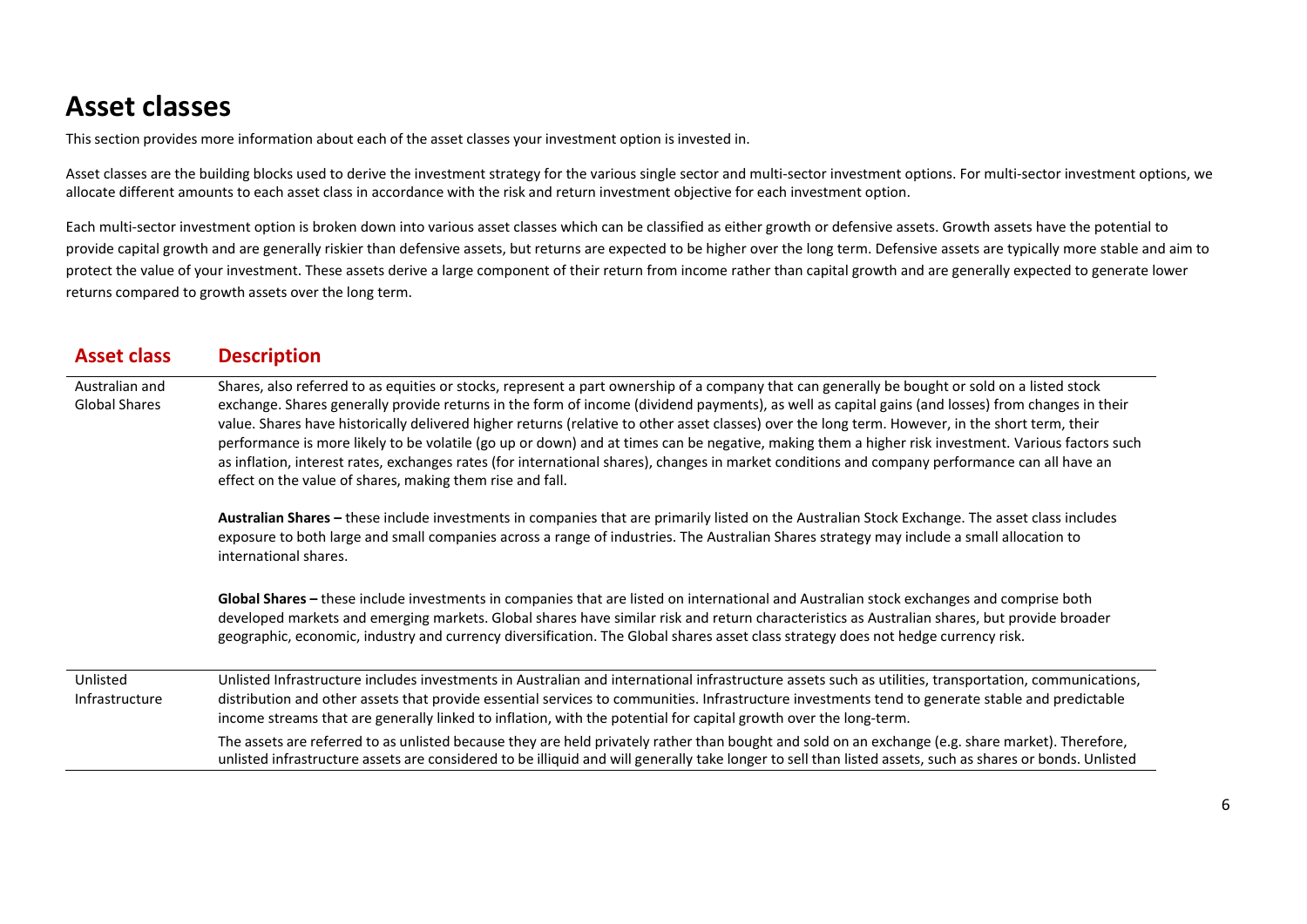# Asset classes

This section provides more information about each of the asset classes your investment option is invested in.

Asset classes are the building blocks used to derive the investment strategy for the various single sector and multi-sector investment options. For multi-sector investment options, we allocate different amounts to each asset class in accordance with the risk and return investment objective for each investment option.

Each multi-sector investment option is broken down into various asset classes which can be classified as either growth or defensive assets. Growth assets have the potential to provide capital growth and are generally riskier than defensive assets, but returns are expected to be higher over the long term. Defensive assets are typically more stable and aim to protect the value of your investment. These assets derive a large component of their return from income rather than capital growth and are generally expected to generate lower returns compared to growth assets over the long term.

| Asset class | Description |
|---|---|
| Australian and Global Shares | Shares, also referred to as equities or stocks, represent a part ownership of a company that can generally be bought or sold on a listed stock exchange. Shares generally provide returns in the form of income (dividend payments), as well as capital gains (and losses) from changes in their value. Shares have historically delivered higher returns (relative to other asset classes) over the long term. However, in the short term, their performance is more likely to be volatile (go up or down) and at times can be negative, making them a higher risk investment. Various factors such as inflation, interest rates, exchanges rates (for international shares), changes in market conditions and company performance can all have an effect on the value of shares, making them rise and fall.<br><br>**Australian Shares –** these include investments in companies that are primarily listed on the Australian Stock Exchange. The asset class includes exposure to both large and small companies across a range of industries. The Australian Shares strategy may include a small allocation to international shares.<br><br>**Global Shares –** these include investments in companies that are listed on international and Australian stock exchanges and comprise both developed markets and emerging markets. Global shares have similar risk and return characteristics as Australian shares, but provide broader geographic, economic, industry and currency diversification. The Global shares asset class strategy does not hedge currency risk. |
| Unlisted Infrastructure | Unlisted Infrastructure includes investments in Australian and international infrastructure assets such as utilities, transportation, communications, distribution and other assets that provide essential services to communities. Infrastructure investments tend to generate stable and predictable income streams that are generally linked to inflation, with the potential for capital growth over the long-term.<br><br>The assets are referred to as unlisted because they are held privately rather than bought and sold on an exchange (e.g. share market). Therefore, unlisted infrastructure assets are considered to be illiquid and will generally take longer to sell than listed assets, such as shares or bonds. Unlisted |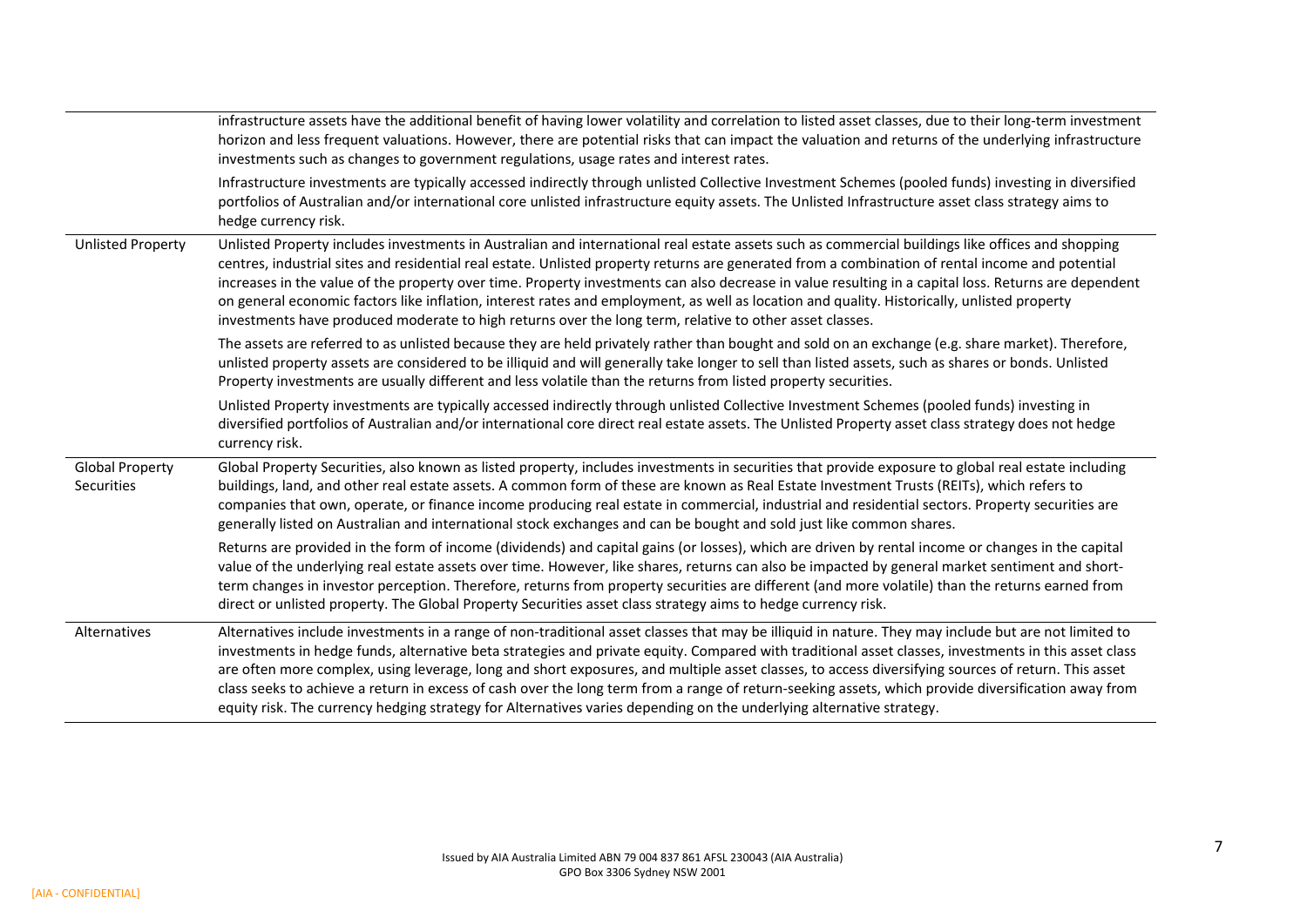| | |
|---|---|
| | infrastructure assets have the additional benefit of having lower volatility and correlation to listed asset classes, due to their long-term investment horizon and less frequent valuations. However, there are potential risks that can impact the valuation and returns of the underlying infrastructure investments such as changes to government regulations, usage rates and interest rates.<br><br>Infrastructure investments are typically accessed indirectly through unlisted Collective Investment Schemes (pooled funds) investing in diversified portfolios of Australian and/or international core unlisted infrastructure equity assets. The Unlisted Infrastructure asset class strategy aims to hedge currency risk. |
| Unlisted Property | Unlisted Property includes investments in Australian and international real estate assets such as commercial buildings like offices and shopping centres, industrial sites and residential real estate. Unlisted property returns are generated from a combination of rental income and potential increases in the value of the property over time. Property investments can also decrease in value resulting in a capital loss. Returns are dependent on general economic factors like inflation, interest rates and employment, as well as location and quality. Historically, unlisted property investments have produced moderate to high returns over the long term, relative to other asset classes.<br><br>The assets are referred to as unlisted because they are held privately rather than bought and sold on an exchange (e.g. share market). Therefore, unlisted property assets are considered to be illiquid and will generally take longer to sell than listed assets, such as shares or bonds. Unlisted Property investments are usually different and less volatile than the returns from listed property securities.<br><br>Unlisted Property investments are typically accessed indirectly through unlisted Collective Investment Schemes (pooled funds) investing in diversified portfolios of Australian and/or international core direct real estate assets. The Unlisted Property asset class strategy does not hedge currency risk. |
| Global Property Securities | Global Property Securities, also known as listed property, includes investments in securities that provide exposure to global real estate including buildings, land, and other real estate assets. A common form of these are known as Real Estate Investment Trusts (REITs), which refers to companies that own, operate, or finance income producing real estate in commercial, industrial and residential sectors. Property securities are generally listed on Australian and international stock exchanges and can be bought and sold just like common shares.<br><br>Returns are provided in the form of income (dividends) and capital gains (or losses), which are driven by rental income or changes in the capital value of the underlying real estate assets over time. However, like shares, returns can also be impacted by general market sentiment and short-term changes in investor perception. Therefore, returns from property securities are different (and more volatile) than the returns earned from direct or unlisted property. The Global Property Securities asset class strategy aims to hedge currency risk. |
| Alternatives | Alternatives include investments in a range of non-traditional asset classes that may be illiquid in nature. They may include but are not limited to investments in hedge funds, alternative beta strategies and private equity. Compared with traditional asset classes, investments in this asset class are often more complex, using leverage, long and short exposures, and multiple asset classes, to access diversifying sources of return. This asset class seeks to achieve a return in excess of cash over the long term from a range of return-seeking assets, which provide diversification away from equity risk. The currency hedging strategy for Alternatives varies depending on the underlying alternative strategy. |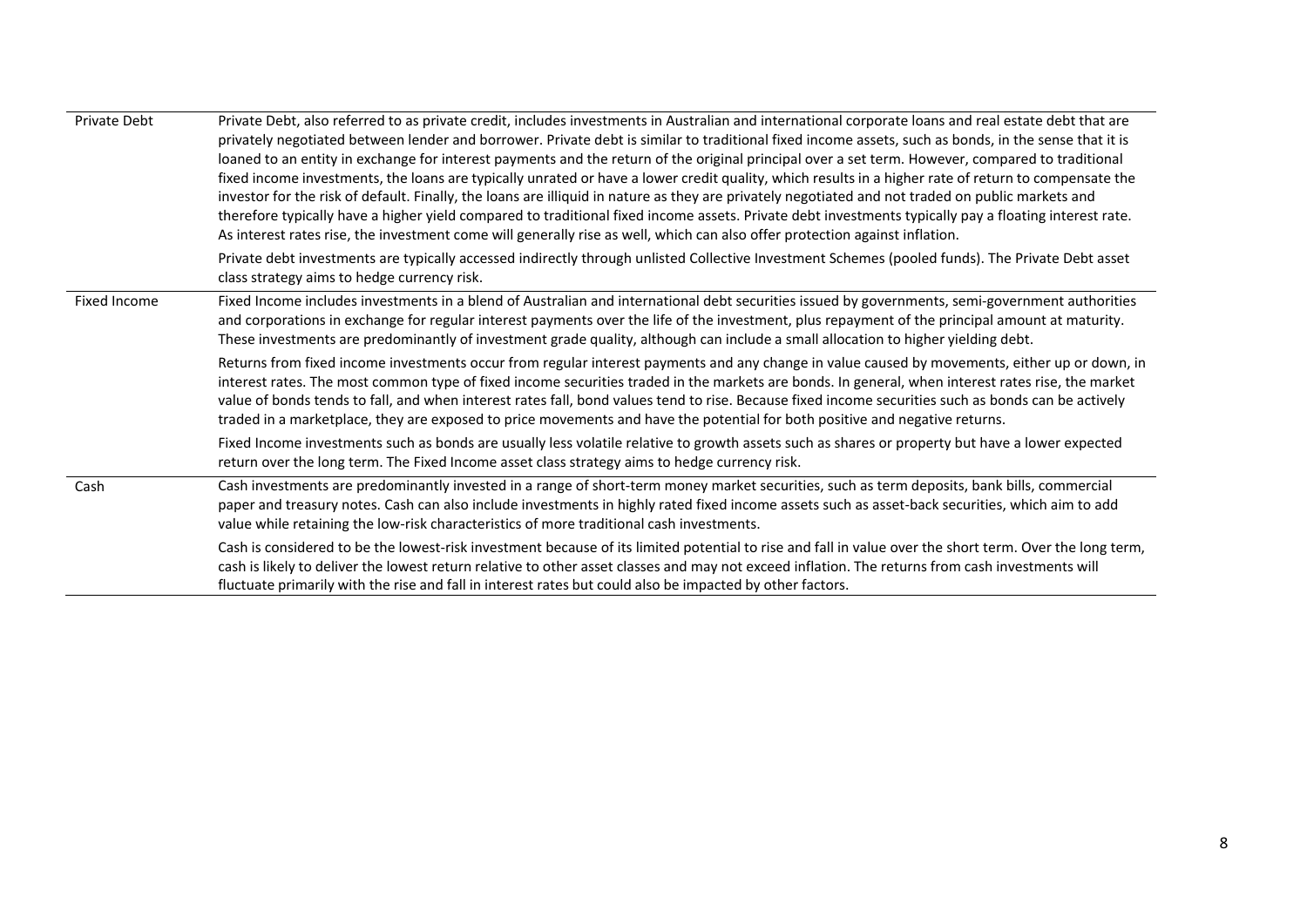| | |
|---|---|
| Private Debt | Private Debt, also referred to as private credit, includes investments in Australian and international corporate loans and real estate debt that are privately negotiated between lender and borrower. Private debt is similar to traditional fixed income assets, such as bonds, in the sense that it is loaned to an entity in exchange for interest payments and the return of the original principal over a set term. However, compared to traditional fixed income investments, the loans are typically unrated or have a lower credit quality, which results in a higher rate of return to compensate the investor for the risk of default. Finally, the loans are illiquid in nature as they are privately negotiated and not traded on public markets and therefore typically have a higher yield compared to traditional fixed income assets. Private debt investments typically pay a floating interest rate. As interest rates rise, the investment come will generally rise as well, which can also offer protection against inflation.<br><br>Private debt investments are typically accessed indirectly through unlisted Collective Investment Schemes (pooled funds). The Private Debt asset class strategy aims to hedge currency risk. |
| Fixed Income | Fixed Income includes investments in a blend of Australian and international debt securities issued by governments, semi-government authorities and corporations in exchange for regular interest payments over the life of the investment, plus repayment of the principal amount at maturity. These investments are predominantly of investment grade quality, although can include a small allocation to higher yielding debt.<br><br>Returns from fixed income investments occur from regular interest payments and any change in value caused by movements, either up or down, in interest rates. The most common type of fixed income securities traded in the markets are bonds. In general, when interest rates rise, the market value of bonds tends to fall, and when interest rates fall, bond values tend to rise. Because fixed income securities such as bonds can be actively traded in a marketplace, they are exposed to price movements and have the potential for both positive and negative returns.<br><br>Fixed Income investments such as bonds are usually less volatile relative to growth assets such as shares or property but have a lower expected return over the long term. The Fixed Income asset class strategy aims to hedge currency risk. |
| Cash | Cash investments are predominantly invested in a range of short-term money market securities, such as term deposits, bank bills, commercial paper and treasury notes. Cash can also include investments in highly rated fixed income assets such as asset-back securities, which aim to add value while retaining the low-risk characteristics of more traditional cash investments.<br><br>Cash is considered to be the lowest-risk investment because of its limited potential to rise and fall in value over the short term. Over the long term, cash is likely to deliver the lowest return relative to other asset classes and may not exceed inflation. The returns from cash investments will fluctuate primarily with the rise and fall in interest rates but could also be impacted by other factors. |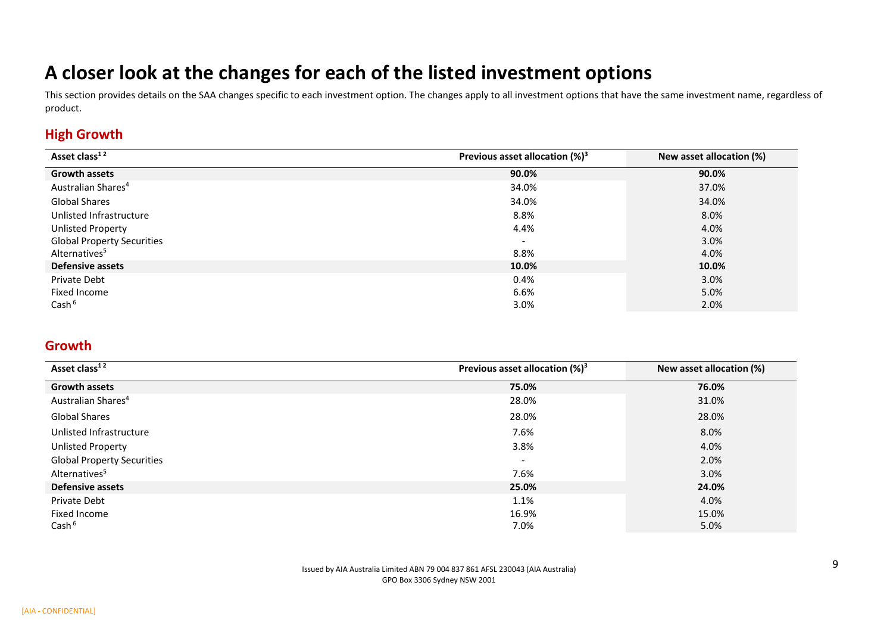# A closer look at the changes for each of the listed investment options

This section provides details on the SAA changes specific to each investment option. The changes apply to all investment options that have the same investment name, regardless of product.

## High Growth

| Asset class[1 2] | Previous asset allocation (%)[3] | New asset allocation (%) |
|---|---|---|
| **Growth assets** | **90.0%** | **90.0%** |
| Australian Shares[4] | 34.0% | 37.0% |
| Global Shares | 34.0% | 34.0% |
| Unlisted Infrastructure | 8.8% | 8.0% |
| Unlisted Property | 4.4% | 4.0% |
| Global Property Securities | - | 3.0% |
| Alternatives[5] | 8.8% | 4.0% |
| **Defensive assets** | **10.0%** | **10.0%** |
| Private Debt | 0.4% | 3.0% |
| Fixed Income | 6.6% | 5.0% |
| Cash[6] | 3.0% | 2.0% |

## Growth

| Asset class[1 2] | Previous asset allocation (%)[3] | New asset allocation (%) |
|---|---|---|
| **Growth assets** | **75.0%** | **76.0%** |
| Australian Shares[4] | 28.0% | 31.0% |
| Global Shares | 28.0% | 28.0% |
| Unlisted Infrastructure | 7.6% | 8.0% |
| Unlisted Property | 3.8% | 4.0% |
| Global Property Securities | - | 2.0% |
| Alternatives[5] | 7.6% | 3.0% |
| **Defensive assets** | **25.0%** | **24.0%** |
| Private Debt | 1.1% | 4.0% |
| Fixed Income | 16.9% | 15.0% |
| Cash[6] | 7.0% | 5.0% |

Issued by AIA Australia Limited ABN 79 004 837 861 AFSL 230043 (AIA Australia)
GPO Box 3306 Sydney NSW 2001

[AIA - CONFIDENTIAL]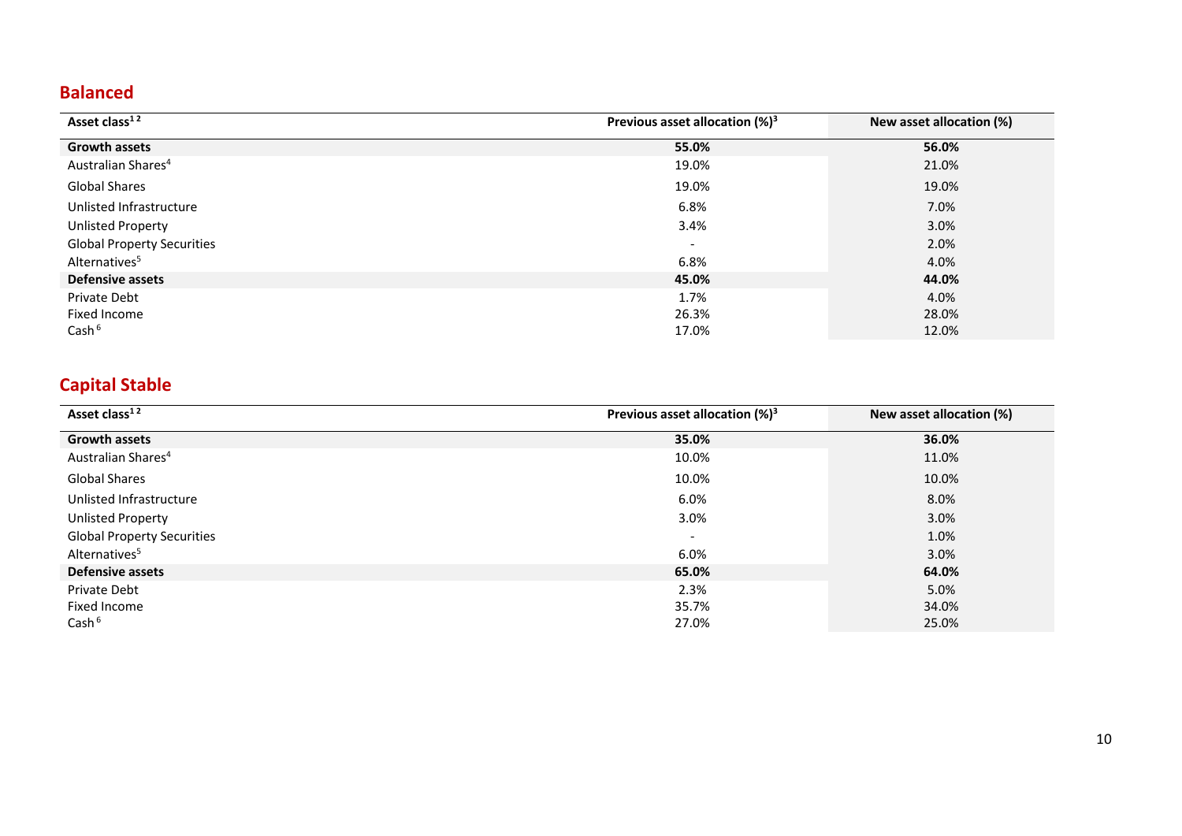## Balanced

| Asset class[1 2] | Previous asset allocation (%)[3] | New asset allocation (%) |
|---|---|---|
| **Growth assets** | **55.0%** | **56.0%** |
| Australian Shares[4] | 19.0% | 21.0% |
| Global Shares | 19.0% | 19.0% |
| Unlisted Infrastructure | 6.8% | 7.0% |
| Unlisted Property | 3.4% | 3.0% |
| Global Property Securities | - | 2.0% |
| Alternatives[5] | 6.8% | 4.0% |
| **Defensive assets** | **45.0%** | **44.0%** |
| Private Debt | 1.7% | 4.0% |
| Fixed Income | 26.3% | 28.0% |
| Cash[6] | 17.0% | 12.0% |

## Capital Stable

| Asset class[1 2] | Previous asset allocation (%)[3] | New asset allocation (%) |
|---|---|---|
| **Growth assets** | **35.0%** | **36.0%** |
| Australian Shares[4] | 10.0% | 11.0% |
| Global Shares | 10.0% | 10.0% |
| Unlisted Infrastructure | 6.0% | 8.0% |
| Unlisted Property | 3.0% | 3.0% |
| Global Property Securities | - | 1.0% |
| Alternatives[5] | 6.0% | 3.0% |
| **Defensive assets** | **65.0%** | **64.0%** |
| Private Debt | 2.3% | 5.0% |
| Fixed Income | 35.7% | 34.0% |
| Cash[6] | 27.0% | 25.0% |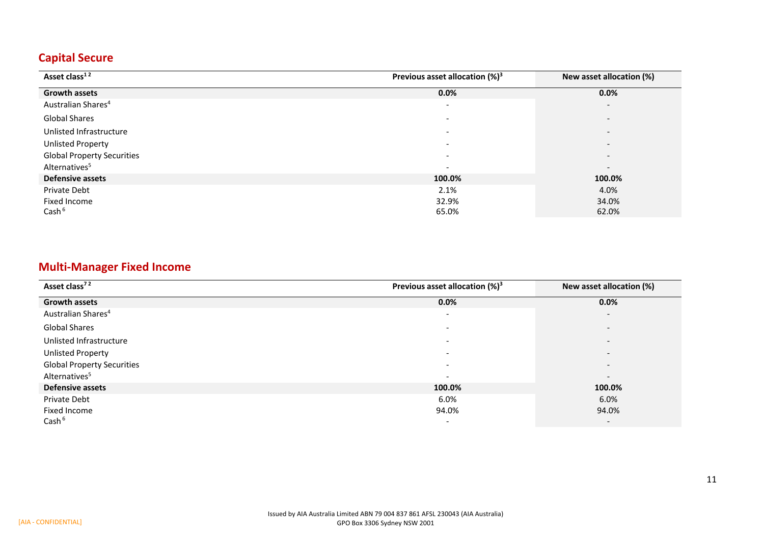## Capital Secure

| Asset class[1 2] | Previous asset allocation (%)[3] | New asset allocation (%) |
|---|---|---|
| **Growth assets** | **0.0%** | **0.0%** |
| Australian Shares[4] | - | - |
| Global Shares | - | - |
| Unlisted Infrastructure | - | - |
| Unlisted Property | - | - |
| Global Property Securities | - | - |
| Alternatives[5] | - | - |
| **Defensive assets** | **100.0%** | **100.0%** |
| Private Debt | 2.1% | 4.0% |
| Fixed Income | 32.9% | 34.0% |
| Cash[6] | 65.0% | 62.0% |

## Multi-Manager Fixed Income

| Asset class[7 2] | Previous asset allocation (%)[3] | New asset allocation (%) |
|---|---|---|
| **Growth assets** | **0.0%** | **0.0%** |
| Australian Shares[4] | - | - |
| Global Shares | - | - |
| Unlisted Infrastructure | - | - |
| Unlisted Property | - | - |
| Global Property Securities | - | - |
| Alternatives[5] | - | - |
| **Defensive assets** | **100.0%** | **100.0%** |
| Private Debt | 6.0% | 6.0% |
| Fixed Income | 94.0% | 94.0% |
| Cash[6] | - | - |

Issued by AIA Australia Limited ABN 79 004 837 861 AFSL 230043 (AIA Australia)
GPO Box 3306 Sydney NSW 2001

[AIA - CONFIDENTIAL]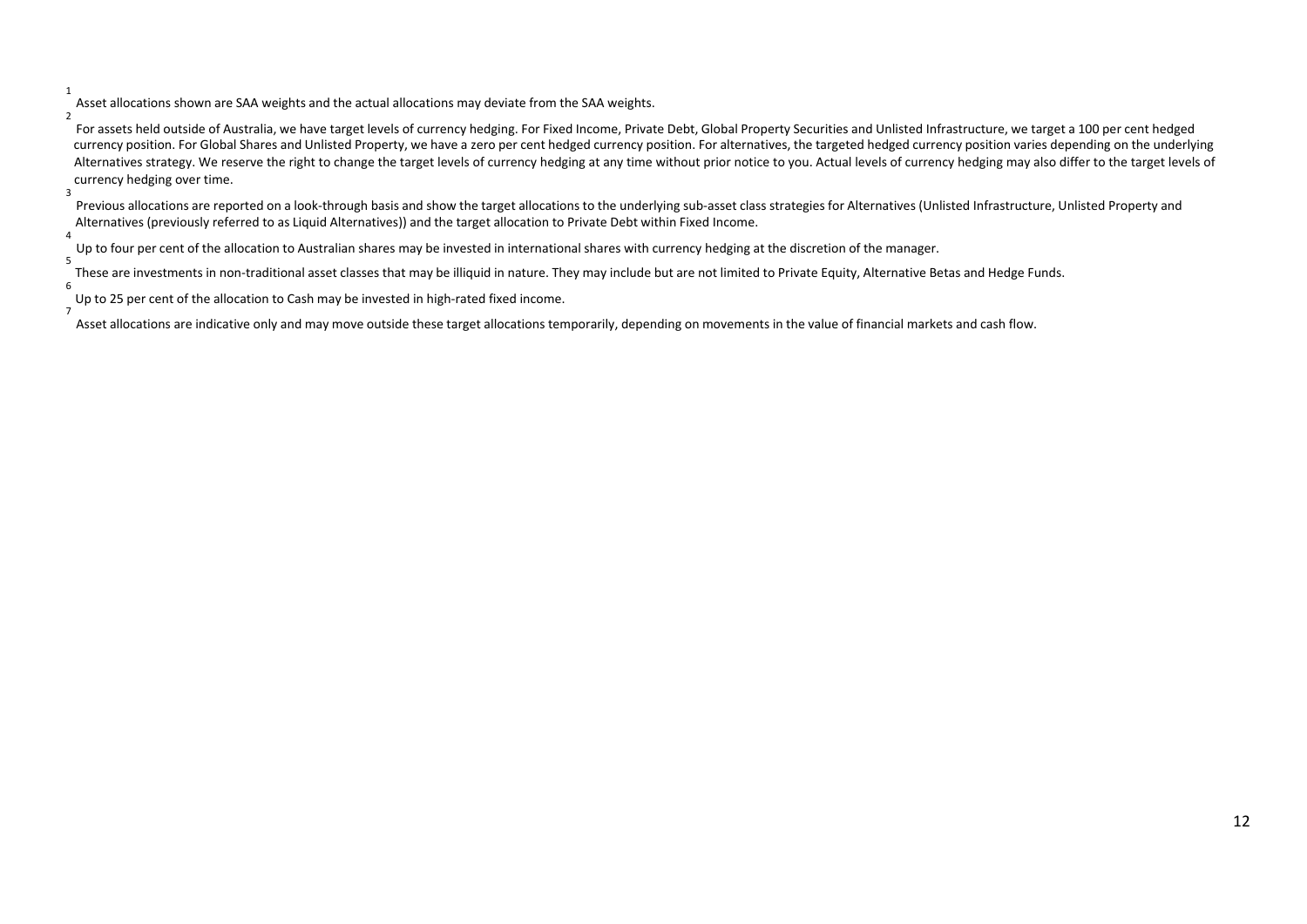[1] Asset allocations shown are SAA weights and the actual allocations may deviate from the SAA weights.

[2] For assets held outside of Australia, we have target levels of currency hedging. For Fixed Income, Private Debt, Global Property Securities and Unlisted Infrastructure, we target a 100 per cent hedged currency position. For Global Shares and Unlisted Property, we have a zero per cent hedged currency position. For alternatives, the targeted hedged currency position varies depending on the underlying Alternatives strategy. We reserve the right to change the target levels of currency hedging at any time without prior notice to you. Actual levels of currency hedging may also differ to the target levels of currency hedging over time.

[3] Previous allocations are reported on a look-through basis and show the target allocations to the underlying sub-asset class strategies for Alternatives (Unlisted Infrastructure, Unlisted Property and Alternatives (previously referred to as Liquid Alternatives)) and the target allocation to Private Debt within Fixed Income.

[4] Up to four per cent of the allocation to Australian shares may be invested in international shares with currency hedging at the discretion of the manager.

[5] These are investments in non-traditional asset classes that may be illiquid in nature. They may include but are not limited to Private Equity, Alternative Betas and Hedge Funds.

[6] Up to 25 per cent of the allocation to Cash may be invested in high-rated fixed income.

[7] Asset allocations are indicative only and may move outside these target allocations temporarily, depending on movements in the value of financial markets and cash flow.